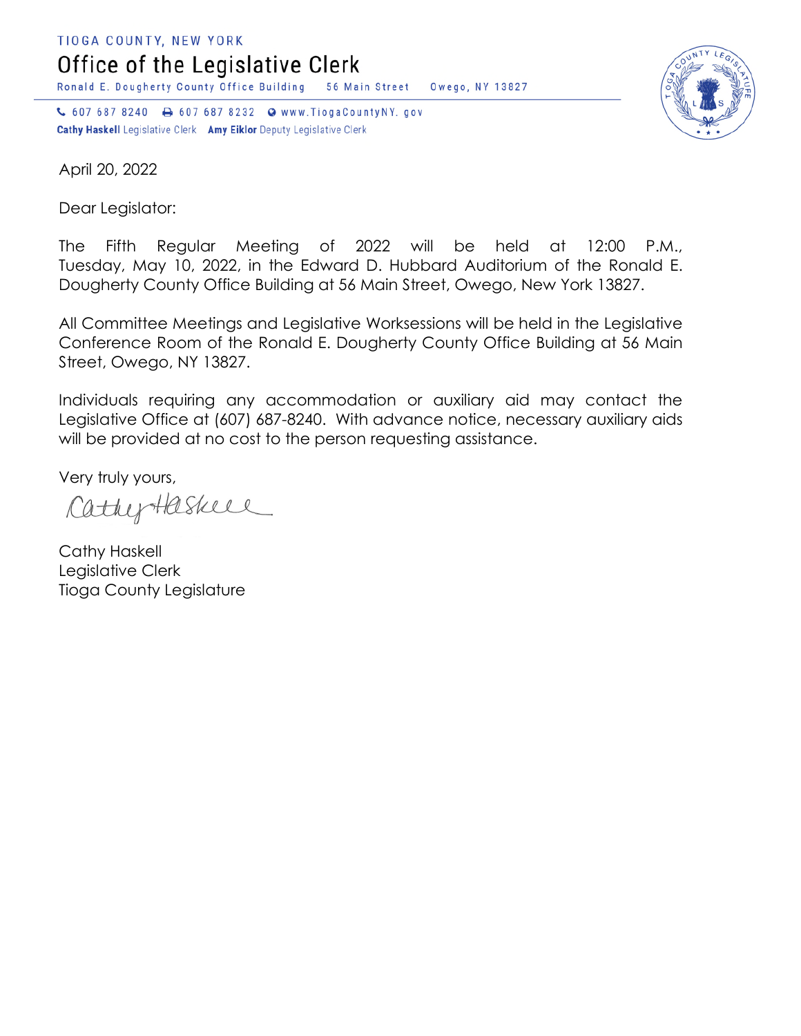TIOGA COUNTY, NEW YORK

# Office of the Legislative Clerk

Ronald E. Dougherty County Office Building 56 Main Street Owego, NY 13827

607 687 8240 607 687 8232 www.TiogaCountyNY.gov

**Cathy Haskell** Legislative Clerk **Amy Eiklor** Deputy Legislative Clerk

April 20, 2022

Dear Legislator:

The Fifth Regular Meeting of 2022 will be held at 12:00 P.M., Tuesday, May 10, 2022, in the Edward D. Hubbard Auditorium of the Ronald E. Dougherty County Office Building at 56 Main Street, Owego, New York 13827.

All Committee Meetings and Legislative Worksessions will be held in the Legislative Conference Room of the Ronald E. Dougherty County Office Building at 56 Main Street, Owego, NY 13827.

Individuals requiring any accommodation or auxiliary aid may contact the Legislative Office at (607) 687-8240. With advance notice, necessary auxiliary aids will be provided at no cost to the person requesting assistance.

Very truly yours,

Cathy Haskell

Cathy Haskell
Legislative Clerk
Tioga County Legislature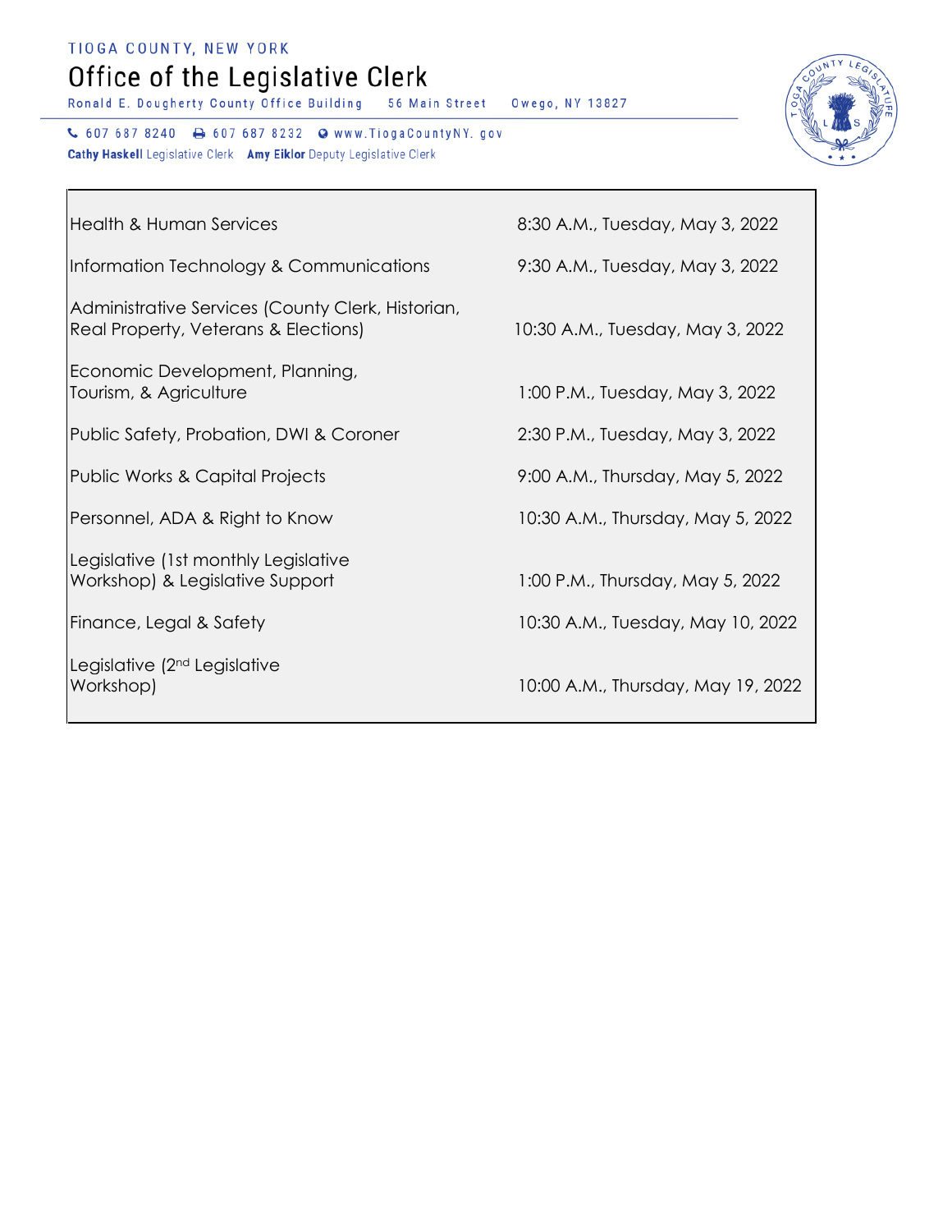TIOGA COUNTY, NEW YORK

# Office of the Legislative Clerk

Ronald E. Dougherty County Office Building 56 Main Street Owego, NY 13827

607 687 8240 607 687 8232 www.TiogaCountyNY.gov

**Cathy Haskell** Legislative Clerk **Amy Eiklor** Deputy Legislative Clerk

| | |
|---|---|
| Health & Human Services | 8:30 A.M., Tuesday, May 3, 2022 |
| Information Technology & Communications | 9:30 A.M., Tuesday, May 3, 2022 |
| Administrative Services (County Clerk, Historian, Real Property, Veterans & Elections) | 10:30 A.M., Tuesday, May 3, 2022 |
| Economic Development, Planning, Tourism, & Agriculture | 1:00 P.M., Tuesday, May 3, 2022 |
| Public Safety, Probation, DWI & Coroner | 2:30 P.M., Tuesday, May 3, 2022 |
| Public Works & Capital Projects | 9:00 A.M., Thursday, May 5, 2022 |
| Personnel, ADA & Right to Know | 10:30 A.M., Thursday, May 5, 2022 |
| Legislative (1st monthly Legislative Workshop) & Legislative Support | 1:00 P.M., Thursday, May 5, 2022 |
| Finance, Legal & Safety | 10:30 A.M., Tuesday, May 10, 2022 |
| Legislative (2nd Legislative Workshop) | 10:00 A.M., Thursday, May 19, 2022 |